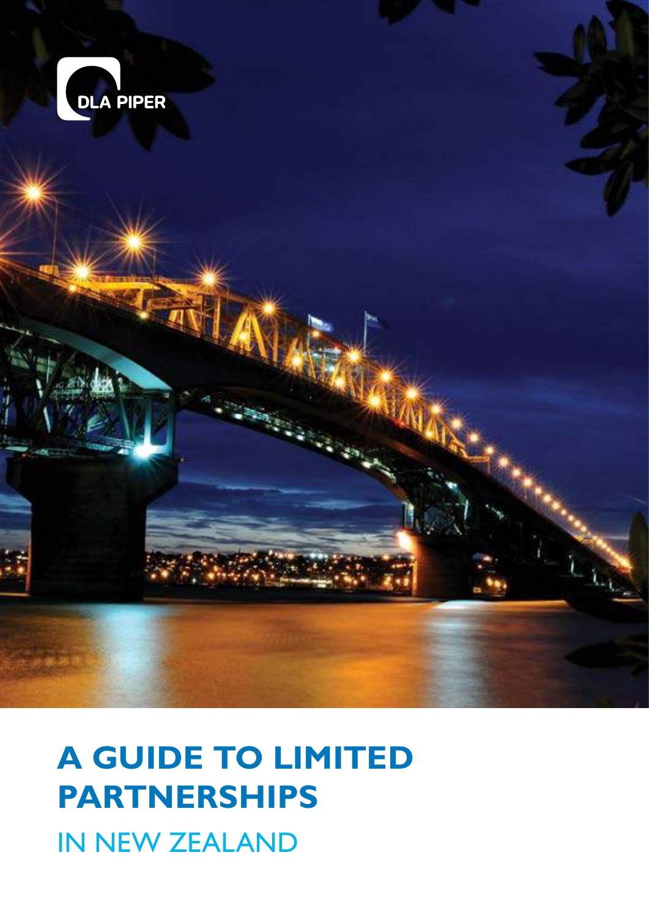DLA PIPER

# A GUIDE TO LIMITED PARTNERSHIPS

## IN NEW ZEALAND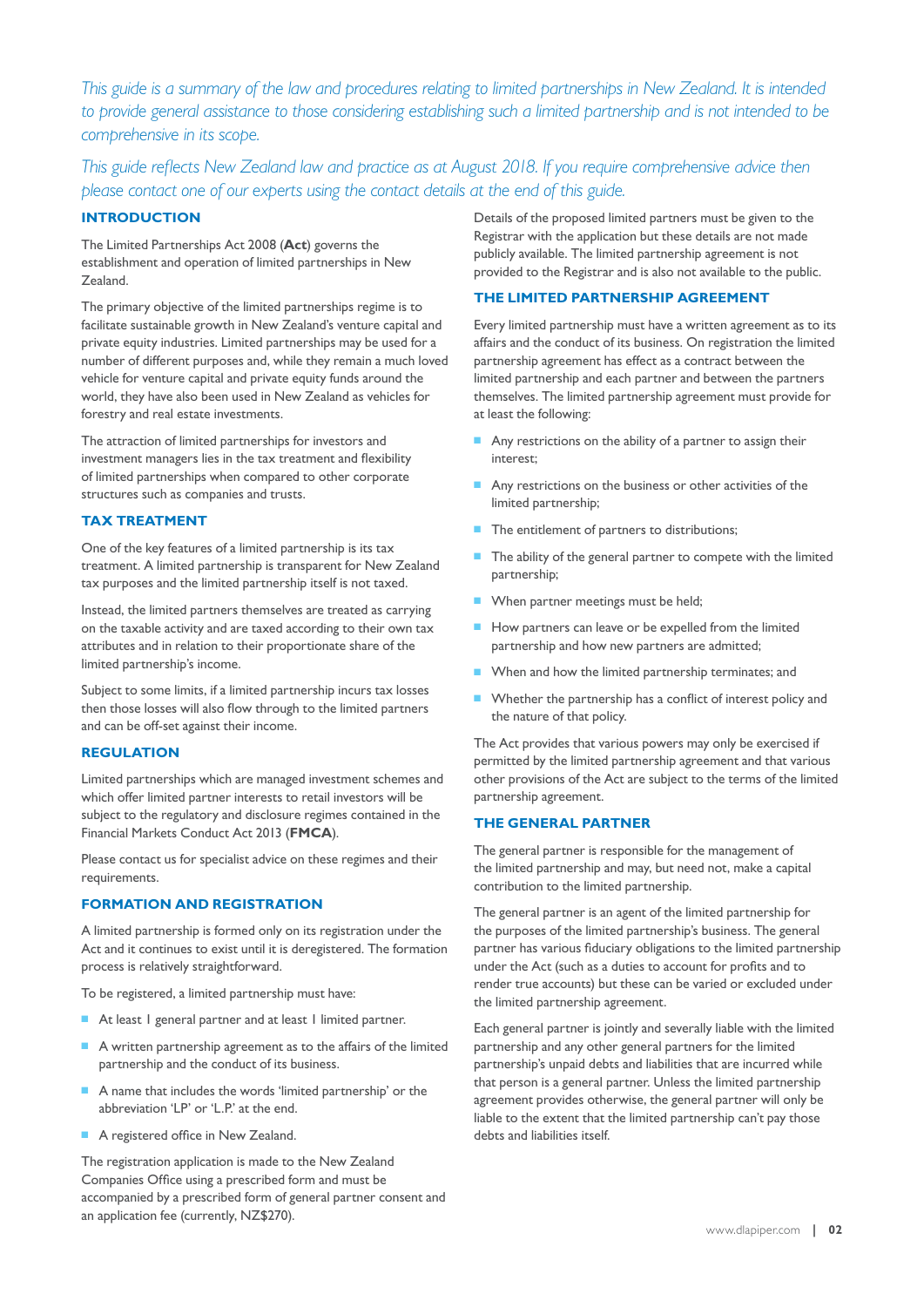*This guide is a summary of the law and procedures relating to limited partnerships in New Zealand. It is intended to provide general assistance to those considering establishing such a limited partnership and is not intended to be comprehensive in its scope.*

*This guide reflects New Zealand law and practice as at August 2018. If you require comprehensive advice then please contact one of our experts using the contact details at the end of this guide.*

## INTRODUCTION

The Limited Partnerships Act 2008 (**Act**) governs the establishment and operation of limited partnerships in New Zealand.

The primary objective of the limited partnerships regime is to facilitate sustainable growth in New Zealand's venture capital and private equity industries. Limited partnerships may be used for a number of different purposes and, while they remain a much loved vehicle for venture capital and private equity funds around the world, they have also been used in New Zealand as vehicles for forestry and real estate investments.

The attraction of limited partnerships for investors and investment managers lies in the tax treatment and flexibility of limited partnerships when compared to other corporate structures such as companies and trusts.

## TAX TREATMENT

One of the key features of a limited partnership is its tax treatment. A limited partnership is transparent for New Zealand tax purposes and the limited partnership itself is not taxed.

Instead, the limited partners themselves are treated as carrying on the taxable activity and are taxed according to their own tax attributes and in relation to their proportionate share of the limited partnership's income.

Subject to some limits, if a limited partnership incurs tax losses then those losses will also flow through to the limited partners and can be off-set against their income.

## REGULATION

Limited partnerships which are managed investment schemes and which offer limited partner interests to retail investors will be subject to the regulatory and disclosure regimes contained in the Financial Markets Conduct Act 2013 (**FMCA**).

Please contact us for specialist advice on these regimes and their requirements.

## FORMATION AND REGISTRATION

A limited partnership is formed only on its registration under the Act and it continues to exist until it is deregistered. The formation process is relatively straightforward.

To be registered, a limited partnership must have:

- At least 1 general partner and at least 1 limited partner.
- A written partnership agreement as to the affairs of the limited partnership and the conduct of its business.
- A name that includes the words 'limited partnership' or the abbreviation 'LP' or 'L.P.' at the end.
- A registered office in New Zealand.

The registration application is made to the New Zealand Companies Office using a prescribed form and must be accompanied by a prescribed form of general partner consent and an application fee (currently, NZ$270).

Details of the proposed limited partners must be given to the Registrar with the application but these details are not made publicly available. The limited partnership agreement is not provided to the Registrar and is also not available to the public.

## THE LIMITED PARTNERSHIP AGREEMENT

Every limited partnership must have a written agreement as to its affairs and the conduct of its business. On registration the limited partnership agreement has effect as a contract between the limited partnership and each partner and between the partners themselves. The limited partnership agreement must provide for at least the following:

- Any restrictions on the ability of a partner to assign their interest;
- Any restrictions on the business or other activities of the limited partnership;
- The entitlement of partners to distributions;
- The ability of the general partner to compete with the limited partnership;
- When partner meetings must be held;
- How partners can leave or be expelled from the limited partnership and how new partners are admitted;
- When and how the limited partnership terminates; and
- Whether the partnership has a conflict of interest policy and the nature of that policy.

The Act provides that various powers may only be exercised if permitted by the limited partnership agreement and that various other provisions of the Act are subject to the terms of the limited partnership agreement.

## THE GENERAL PARTNER

The general partner is responsible for the management of the limited partnership and may, but need not, make a capital contribution to the limited partnership.

The general partner is an agent of the limited partnership for the purposes of the limited partnership's business. The general partner has various fiduciary obligations to the limited partnership under the Act (such as a duties to account for profits and to render true accounts) but these can be varied or excluded under the limited partnership agreement.

Each general partner is jointly and severally liable with the limited partnership and any other general partners for the limited partnership's unpaid debts and liabilities that are incurred while that person is a general partner. Unless the limited partnership agreement provides otherwise, the general partner will only be liable to the extent that the limited partnership can't pay those debts and liabilities itself.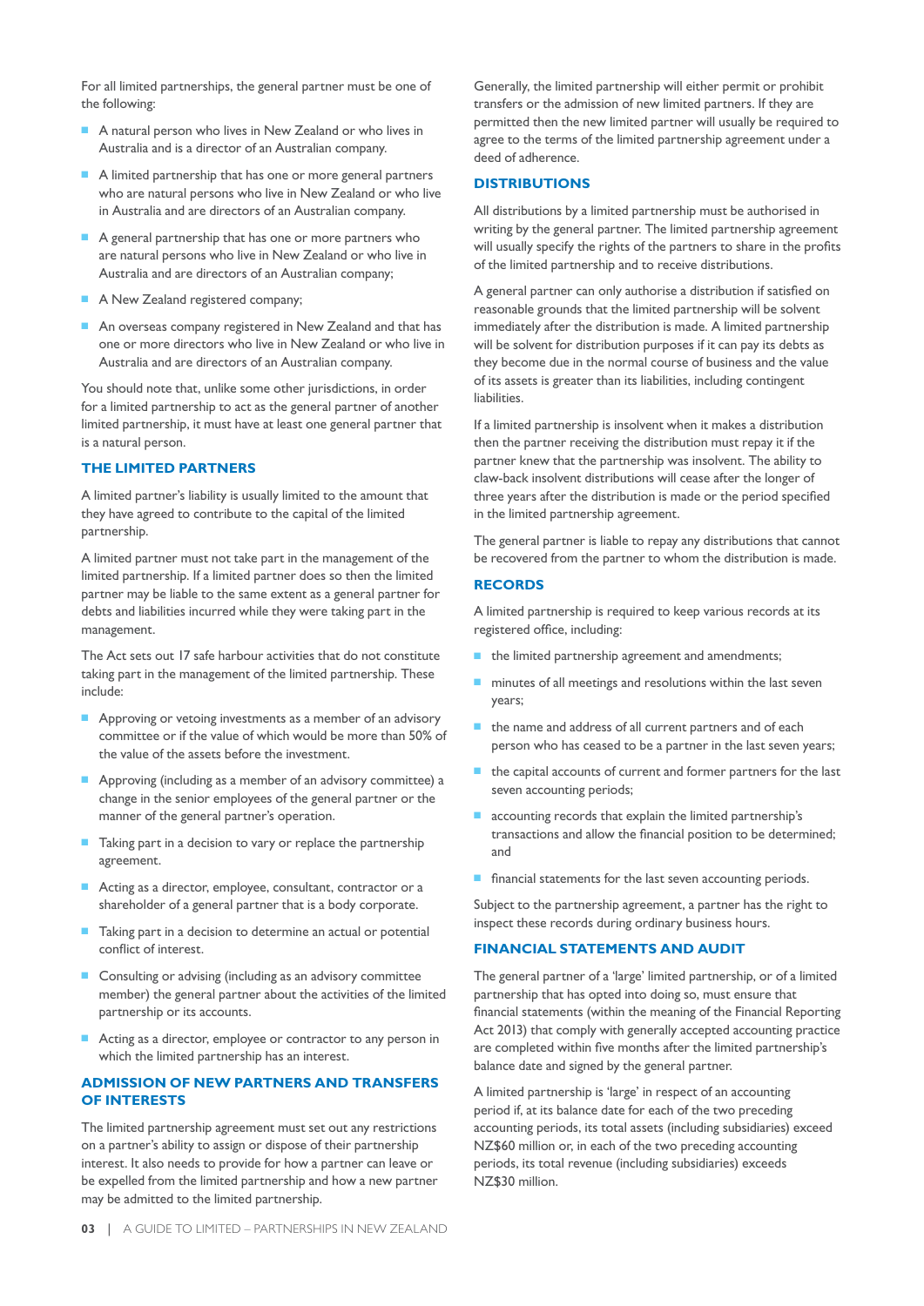For all limited partnerships, the general partner must be one of the following:

- A natural person who lives in New Zealand or who lives in Australia and is a director of an Australian company.
- A limited partnership that has one or more general partners who are natural persons who live in New Zealand or who live in Australia and are directors of an Australian company.
- A general partnership that has one or more partners who are natural persons who live in New Zealand or who live in Australia and are directors of an Australian company;
- A New Zealand registered company;
- An overseas company registered in New Zealand and that has one or more directors who live in New Zealand or who live in Australia and are directors of an Australian company.

You should note that, unlike some other jurisdictions, in order for a limited partnership to act as the general partner of another limited partnership, it must have at least one general partner that is a natural person.

## THE LIMITED PARTNERS

A limited partner's liability is usually limited to the amount that they have agreed to contribute to the capital of the limited partnership.

A limited partner must not take part in the management of the limited partnership. If a limited partner does so then the limited partner may be liable to the same extent as a general partner for debts and liabilities incurred while they were taking part in the management.

The Act sets out 17 safe harbour activities that do not constitute taking part in the management of the limited partnership. These include:

- Approving or vetoing investments as a member of an advisory committee or if the value of which would be more than 50% of the value of the assets before the investment.
- Approving (including as a member of an advisory committee) a change in the senior employees of the general partner or the manner of the general partner's operation.
- Taking part in a decision to vary or replace the partnership agreement.
- Acting as a director, employee, consultant, contractor or a shareholder of a general partner that is a body corporate.
- Taking part in a decision to determine an actual or potential conflict of interest.
- Consulting or advising (including as an advisory committee member) the general partner about the activities of the limited partnership or its accounts.
- Acting as a director, employee or contractor to any person in which the limited partnership has an interest.

## ADMISSION OF NEW PARTNERS AND TRANSFERS OF INTERESTS

The limited partnership agreement must set out any restrictions on a partner's ability to assign or dispose of their partnership interest. It also needs to provide for how a partner can leave or be expelled from the limited partnership and how a new partner may be admitted to the limited partnership.

Generally, the limited partnership will either permit or prohibit transfers or the admission of new limited partners. If they are permitted then the new limited partner will usually be required to agree to the terms of the limited partnership agreement under a deed of adherence.

## DISTRIBUTIONS

All distributions by a limited partnership must be authorised in writing by the general partner. The limited partnership agreement will usually specify the rights of the partners to share in the profits of the limited partnership and to receive distributions.

A general partner can only authorise a distribution if satisfied on reasonable grounds that the limited partnership will be solvent immediately after the distribution is made. A limited partnership will be solvent for distribution purposes if it can pay its debts as they become due in the normal course of business and the value of its assets is greater than its liabilities, including contingent liabilities.

If a limited partnership is insolvent when it makes a distribution then the partner receiving the distribution must repay it if the partner knew that the partnership was insolvent. The ability to claw-back insolvent distributions will cease after the longer of three years after the distribution is made or the period specified in the limited partnership agreement.

The general partner is liable to repay any distributions that cannot be recovered from the partner to whom the distribution is made.

## RECORDS

A limited partnership is required to keep various records at its registered office, including:

- the limited partnership agreement and amendments;
- minutes of all meetings and resolutions within the last seven years;
- the name and address of all current partners and of each person who has ceased to be a partner in the last seven years;
- the capital accounts of current and former partners for the last seven accounting periods;
- accounting records that explain the limited partnership's transactions and allow the financial position to be determined; and
- financial statements for the last seven accounting periods.

Subject to the partnership agreement, a partner has the right to inspect these records during ordinary business hours.

## FINANCIAL STATEMENTS AND AUDIT

The general partner of a 'large' limited partnership, or of a limited partnership that has opted into doing so, must ensure that financial statements (within the meaning of the Financial Reporting Act 2013) that comply with generally accepted accounting practice are completed within five months after the limited partnership's balance date and signed by the general partner.

A limited partnership is 'large' in respect of an accounting period if, at its balance date for each of the two preceding accounting periods, its total assets (including subsidiaries) exceed NZ$60 million or, in each of the two preceding accounting periods, its total revenue (including subsidiaries) exceeds NZ$30 million.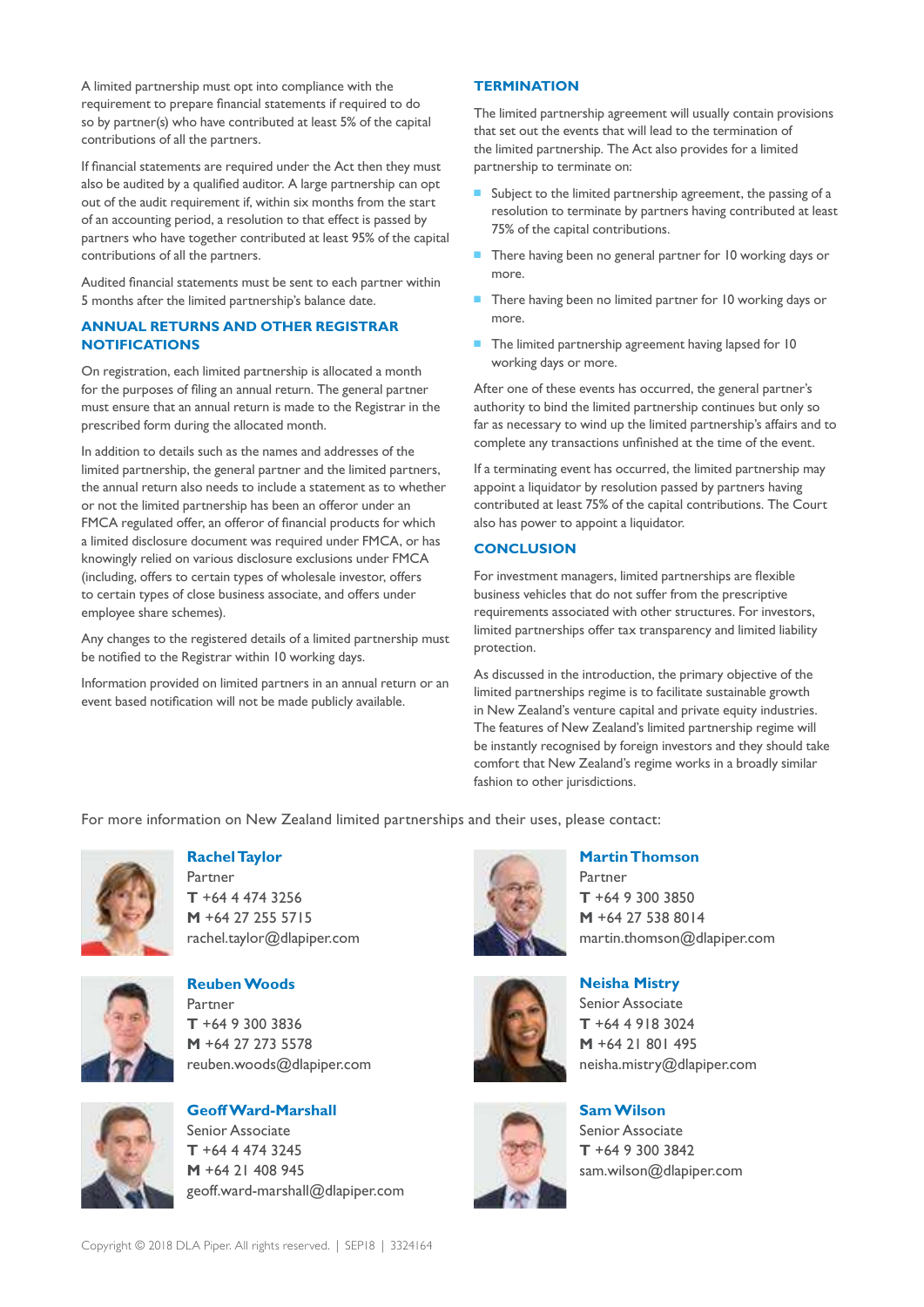A limited partnership must opt into compliance with the requirement to prepare financial statements if required to do so by partner(s) who have contributed at least 5% of the capital contributions of all the partners.

If financial statements are required under the Act then they must also be audited by a qualified auditor. A large partnership can opt out of the audit requirement if, within six months from the start of an accounting period, a resolution to that effect is passed by partners who have together contributed at least 95% of the capital contributions of all the partners.

Audited financial statements must be sent to each partner within 5 months after the limited partnership's balance date.

## ANNUAL RETURNS AND OTHER REGISTRAR NOTIFICATIONS

On registration, each limited partnership is allocated a month for the purposes of filing an annual return. The general partner must ensure that an annual return is made to the Registrar in the prescribed form during the allocated month.

In addition to details such as the names and addresses of the limited partnership, the general partner and the limited partners, the annual return also needs to include a statement as to whether or not the limited partnership has been an offeror under an FMCA regulated offer, an offeror of financial products for which a limited disclosure document was required under FMCA, or has knowingly relied on various disclosure exclusions under FMCA (including, offers to certain types of wholesale investor, offers to certain types of close business associate, and offers under employee share schemes).

Any changes to the registered details of a limited partnership must be notified to the Registrar within 10 working days.

Information provided on limited partners in an annual return or an event based notification will not be made publicly available.

## TERMINATION

The limited partnership agreement will usually contain provisions that set out the events that will lead to the termination of the limited partnership. The Act also provides for a limited partnership to terminate on:

- Subject to the limited partnership agreement, the passing of a resolution to terminate by partners having contributed at least 75% of the capital contributions.
- There having been no general partner for 10 working days or more.
- There having been no limited partner for 10 working days or more.
- The limited partnership agreement having lapsed for 10 working days or more.

After one of these events has occurred, the general partner's authority to bind the limited partnership continues but only so far as necessary to wind up the limited partnership's affairs and to complete any transactions unfinished at the time of the event.

If a terminating event has occurred, the limited partnership may appoint a liquidator by resolution passed by partners having contributed at least 75% of the capital contributions. The Court also has power to appoint a liquidator.

## CONCLUSION

For investment managers, limited partnerships are flexible business vehicles that do not suffer from the prescriptive requirements associated with other structures. For investors, limited partnerships offer tax transparency and limited liability protection.

As discussed in the introduction, the primary objective of the limited partnerships regime is to facilitate sustainable growth in New Zealand's venture capital and private equity industries. The features of New Zealand's limited partnership regime will be instantly recognised by foreign investors and they should take comfort that New Zealand's regime works in a broadly similar fashion to other jurisdictions.

For more information on New Zealand limited partnerships and their uses, please contact:

**Rachel Taylor**
Partner
**T** +64 4 474 3256
**M** +64 27 255 5715
rachel.taylor@dlapiper.com

**Martin Thomson**
Partner
**T** +64 9 300 3850
**M** +64 27 538 8014
martin.thomson@dlapiper.com

**Reuben Woods**
Partner
**T** +64 9 300 3836
**M** +64 27 273 5578
reuben.woods@dlapiper.com

**Neisha Mistry**
Senior Associate
**T** +64 4 918 3024
**M** +64 21 801 495
neisha.mistry@dlapiper.com

**Geoff Ward-Marshall**
Senior Associate
**T** +64 4 474 3245
**M** +64 21 408 945
geoff.ward-marshall@dlapiper.com

**Sam Wilson**
Senior Associate
**T** +64 9 300 3842
sam.wilson@dlapiper.com

Copyright © 2018 DLA Piper. All rights reserved. | SEP18 | 3324164